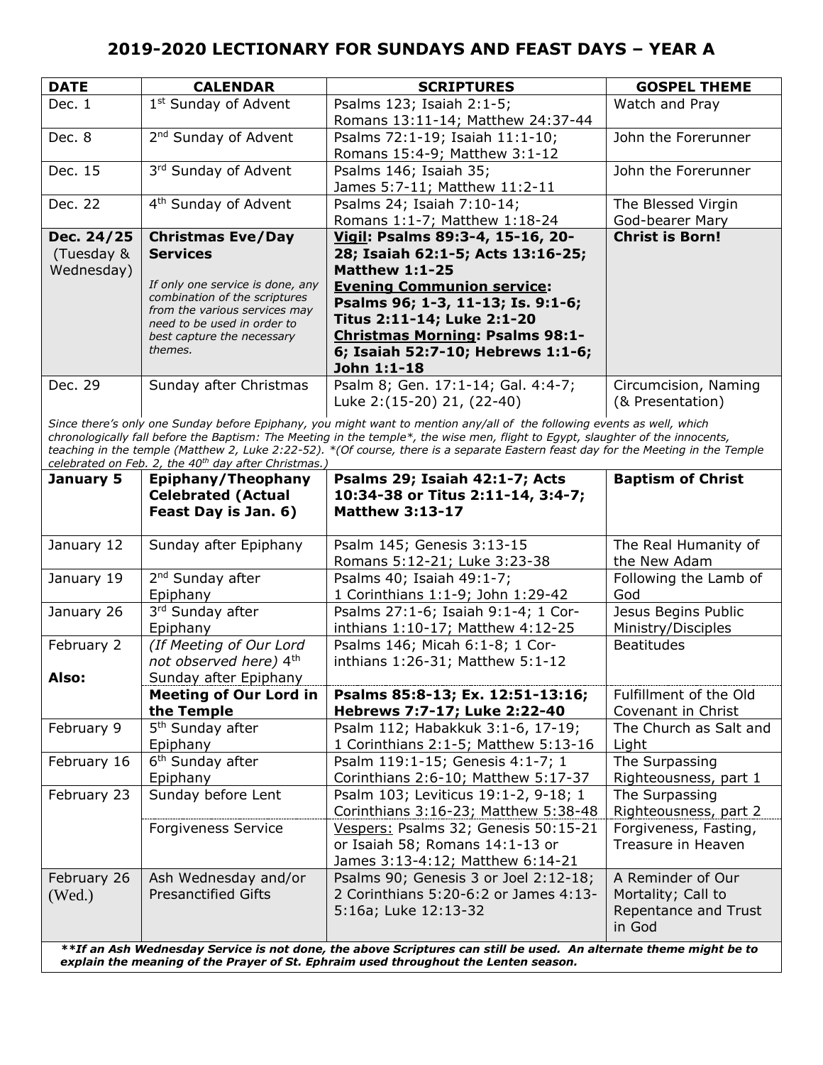# 2019-2020 LECTIONARY FOR SUNDAYS AND FEAST DAYS – YEAR A

| DATE | CALENDAR | SCRIPTURES | GOSPEL THEME |
|---|---|---|---|
| Dec. 1 | 1st Sunday of Advent | Psalms 123; Isaiah 2:1-5; Romans 13:11-14; Matthew 24:37-44 | Watch and Pray |
| Dec. 8 | 2nd Sunday of Advent | Psalms 72:1-19; Isaiah 11:1-10; Romans 15:4-9; Matthew 3:1-12 | John the Forerunner |
| Dec. 15 | 3rd Sunday of Advent | Psalms 146; Isaiah 35; James 5:7-11; Matthew 11:2-11 | John the Forerunner |
| Dec. 22 | 4th Sunday of Advent | Psalms 24; Isaiah 7:10-14; Romans 1:1-7; Matthew 1:18-24 | The Blessed Virgin God-bearer Mary |
| **Dec. 24/25** (Tuesday & Wednesday) | **Christmas Eve/Day Services** *If only one service is done, any combination of the scriptures from the various services may need to be used in order to best capture the necessary themes.* | **Vigil: Psalms 89:3-4, 15-16, 20-28; Isaiah 62:1-5; Acts 13:16-25; Matthew 1:1-25** **Evening Communion service: Psalms 96; 1-3, 11-13; Is. 9:1-6; Titus 2:11-14; Luke 2:1-20** **Christmas Morning: Psalms 98:1-6; Isaiah 52:7-10; Hebrews 1:1-6; John 1:1-18** | **Christ is Born!** |
| Dec. 29 | Sunday after Christmas | Psalm 8; Gen. 17:1-14; Gal. 4:4-7; Luke 2:(15-20) 21, (22-40) | Circumcision, Naming (& Presentation) |
| *Since there's only one Sunday before Epiphany, you might want to mention any/all of the following events as well, which chronologically fall before the Baptism: The Meeting in the temple*, the wise men, flight to Egypt, slaughter of the innocents, teaching in the temple (Matthew 2, Luke 2:22-52). *(Of course, there is a separate Eastern feast day for the Meeting in the Temple celebrated on Feb. 2, the 40th day after Christmas.)* | | | |
| **January 5** | **Epiphany/Theophany Celebrated (Actual Feast Day is Jan. 6)** | **Psalms 29; Isaiah 42:1-7; Acts 10:34-38 or Titus 2:11-14, 3:4-7; Matthew 3:13-17** | **Baptism of Christ** |
| January 12 | Sunday after Epiphany | Psalm 145; Genesis 3:13-15 Romans 5:12-21; Luke 3:23-38 | The Real Humanity of the New Adam |
| January 19 | 2nd Sunday after Epiphany | Psalms 40; Isaiah 49:1-7; 1 Corinthians 1:1-9; John 1:29-42 | Following the Lamb of God |
| January 26 | 3rd Sunday after Epiphany | Psalms 27:1-6; Isaiah 9:1-4; 1 Corinthians 1:10-17; Matthew 4:12-25 | Jesus Begins Public Ministry/Disciples |
| February 2 | *(If Meeting of Our Lord not observed here)* 4th Sunday after Epiphany | Psalms 146; Micah 6:1-8; 1 Corinthians 1:26-31; Matthew 5:1-12 | Beatitudes |
| **Also:** | **Meeting of Our Lord in the Temple** | **Psalms 85:8-13; Ex. 12:51-13:16; Hebrews 7:7-17; Luke 2:22-40** | Fulfillment of the Old Covenant in Christ |
| February 9 | 5th Sunday after Epiphany | Psalm 112; Habakkuk 3:1-6, 17-19; 1 Corinthians 2:1-5; Matthew 5:13-16 | The Church as Salt and Light |
| February 16 | 6th Sunday after Epiphany | Psalm 119:1-15; Genesis 4:1-7; 1 Corinthians 2:6-10; Matthew 5:17-37 | The Surpassing Righteousness, part 1 |
| February 23 | Sunday before Lent | Psalm 103; Leviticus 19:1-2, 9-18; 1 Corinthians 3:16-23; Matthew 5:38-48 | The Surpassing Righteousness, part 2 |
| | Forgiveness Service | Vespers: Psalms 32; Genesis 50:15-21 or Isaiah 58; Romans 14:1-13 or James 3:13-4:12; Matthew 6:14-21 | Forgiveness, Fasting, Treasure in Heaven |
| February 26 (Wed.) | Ash Wednesday and/or Presanctified Gifts | Psalms 90; Genesis 3 or Joel 2:12-18; 2 Corinthians 5:20-6:2 or James 4:13-5:16a; Luke 12:13-32 | A Reminder of Our Mortality; Call to Repentance and Trust in God |

***\*If an Ash Wednesday Service is not done, the above Scriptures can still be used. An alternate theme might be to explain the meaning of the Prayer of St. Ephraim used throughout the Lenten season.***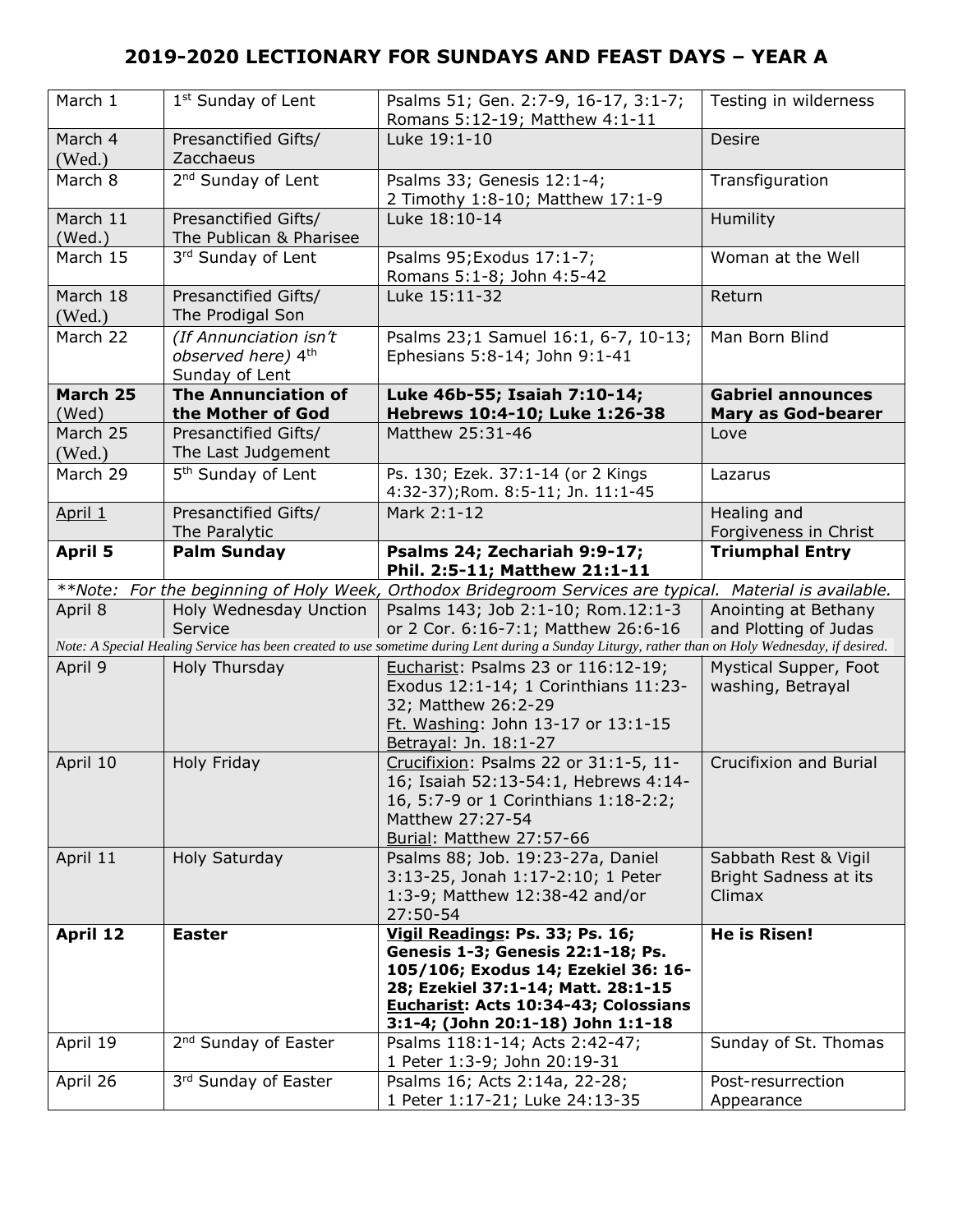# 2019-2020 LECTIONARY FOR SUNDAYS AND FEAST DAYS – YEAR A

| | | | |
|---|---|---|---|
| March 1 | 1st Sunday of Lent | Psalms 51; Gen. 2:7-9, 16-17, 3:1-7; Romans 5:12-19; Matthew 4:1-11 | Testing in wilderness |
| March 4 (Wed.) | Presanctified Gifts/ Zacchaeus | Luke 19:1-10 | Desire |
| March 8 | 2nd Sunday of Lent | Psalms 33; Genesis 12:1-4; 2 Timothy 1:8-10; Matthew 17:1-9 | Transfiguration |
| March 11 (Wed.) | Presanctified Gifts/ The Publican & Pharisee | Luke 18:10-14 | Humility |
| March 15 | 3rd Sunday of Lent | Psalms 95;Exodus 17:1-7; Romans 5:1-8; John 4:5-42 | Woman at the Well |
| March 18 (Wed.) | Presanctified Gifts/ The Prodigal Son | Luke 15:11-32 | Return |
| March 22 | *(If Annunciation isn't observed here)* 4th Sunday of Lent | Psalms 23;1 Samuel 16:1, 6-7, 10-13; Ephesians 5:8-14; John 9:1-41 | Man Born Blind |
| **March 25** (Wed) | **The Annunciation of the Mother of God** | **Luke 46b-55; Isaiah 7:10-14; Hebrews 10:4-10; Luke 1:26-38** | **Gabriel announces Mary as God-bearer** |
| March 25 (Wed.) | Presanctified Gifts/ The Last Judgement | Matthew 25:31-46 | Love |
| March 29 | 5th Sunday of Lent | Ps. 130; Ezek. 37:1-14 (or 2 Kings 4:32-37);Rom. 8:5-11; Jn. 11:1-45 | Lazarus |
| April 1 | Presanctified Gifts/ The Paralytic | Mark 2:1-12 | Healing and Forgiveness in Christ |
| **April 5** | **Palm Sunday** | **Psalms 24; Zechariah 9:9-17; Phil. 2:5-11; Matthew 21:1-11** | **Triumphal Entry** |
| *\*\*Note: For the beginning of Holy Week, Orthodox Bridegroom Services are typical. Material is available.* | | | |
| April 8 | Holy Wednesday Unction Service | Psalms 143; Job 2:1-10; Rom.12:1-3 or 2 Cor. 6:16-7:1; Matthew 26:6-16 | Anointing at Bethany and Plotting of Judas |
| *Note: A Special Healing Service has been created to use sometime during Lent during a Sunday Liturgy, rather than on Holy Wednesday, if desired.* | | | |
| April 9 | Holy Thursday | Eucharist: Psalms 23 or 116:12-19; Exodus 12:1-14; 1 Corinthians 11:23-32; Matthew 26:2-29<br>Ft. Washing: John 13-17 or 13:1-15<br>Betrayal: Jn. 18:1-27 | Mystical Supper, Foot washing, Betrayal |
| April 10 | Holy Friday | Crucifixion: Psalms 22 or 31:1-5, 11-16; Isaiah 52:13-54:1, Hebrews 4:14-16, 5:7-9 or 1 Corinthians 1:18-2:2; Matthew 27:27-54<br>Burial: Matthew 27:57-66 | Crucifixion and Burial |
| April 11 | Holy Saturday | Psalms 88; Job. 19:23-27a, Daniel 3:13-25, Jonah 1:17-2:10; 1 Peter 1:3-9; Matthew 12:38-42 and/or 27:50-54 | Sabbath Rest & Vigil Bright Sadness at its Climax |
| **April 12** | **Easter** | **Vigil Readings: Ps. 33; Ps. 16; Genesis 1-3; Genesis 22:1-18; Ps. 105/106; Exodus 14; Ezekiel 36: 16-28; Ezekiel 37:1-14; Matt. 28:1-15<br>Eucharist: Acts 10:34-43; Colossians 3:1-4; (John 20:1-18) John 1:1-18** | **He is Risen!** |
| April 19 | 2nd Sunday of Easter | Psalms 118:1-14; Acts 2:42-47; 1 Peter 1:3-9; John 20:19-31 | Sunday of St. Thomas |
| April 26 | 3rd Sunday of Easter | Psalms 16; Acts 2:14a, 22-28; 1 Peter 1:17-21; Luke 24:13-35 | Post-resurrection Appearance |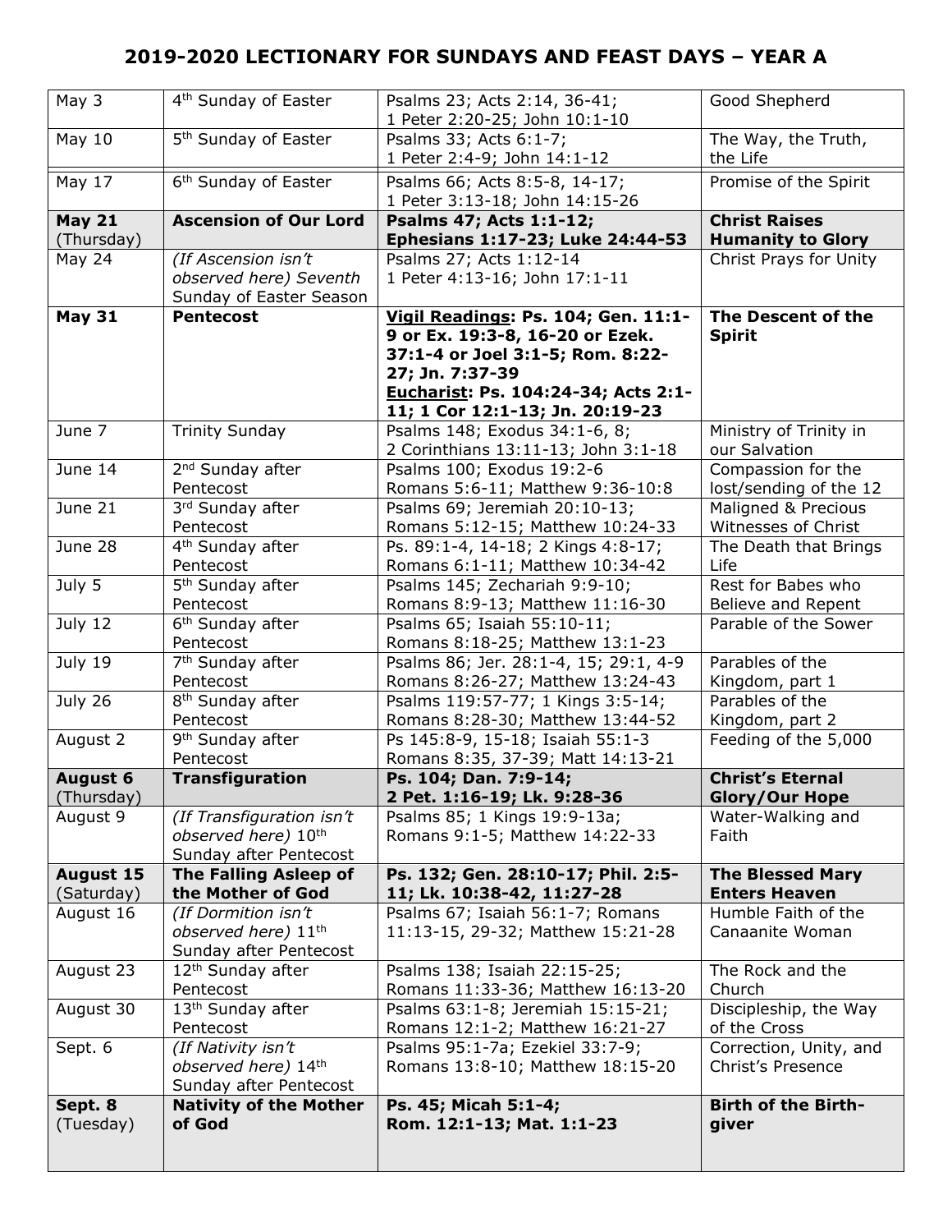## 2019-2020 LECTIONARY FOR SUNDAYS AND FEAST DAYS – YEAR A

| | | | |
|---|---|---|---|
| May 3 | 4th Sunday of Easter | Psalms 23; Acts 2:14, 36-41; 1 Peter 2:20-25; John 10:1-10 | Good Shepherd |
| May 10 | 5th Sunday of Easter | Psalms 33; Acts 6:1-7; 1 Peter 2:4-9; John 14:1-12 | The Way, the Truth, the Life |
| May 17 | 6th Sunday of Easter | Psalms 66; Acts 8:5-8, 14-17; 1 Peter 3:13-18; John 14:15-26 | Promise of the Spirit |
| **May 21** (Thursday) | **Ascension of Our Lord** | **Psalms 47; Acts 1:1-12; Ephesians 1:17-23; Luke 24:44-53** | **Christ Raises Humanity to Glory** |
| May 24 | *(If Ascension isn't observed here)* Seventh Sunday of Easter Season | Psalms 27; Acts 1:12-14 1 Peter 4:13-16; John 17:1-11 | Christ Prays for Unity |
| **May 31** | **Pentecost** | **<u>Vigil Readings</u>: Ps. 104; Gen. 11:1-9 or Ex. 19:3-8, 16-20 or Ezek. 37:1-4 or Joel 3:1-5; Rom. 8:22-27; Jn. 7:37-39 <u>Eucharist</u>: Ps. 104:24-34; Acts 2:1-11; 1 Cor 12:1-13; Jn. 20:19-23** | **The Descent of the Spirit** |
| June 7 | Trinity Sunday | Psalms 148; Exodus 34:1-6, 8; 2 Corinthians 13:11-13; John 3:1-18 | Ministry of Trinity in our Salvation |
| June 14 | 2nd Sunday after Pentecost | Psalms 100; Exodus 19:2-6 Romans 5:6-11; Matthew 9:36-10:8 | Compassion for the lost/sending of the 12 |
| June 21 | 3rd Sunday after Pentecost | Psalms 69; Jeremiah 20:10-13; Romans 5:12-15; Matthew 10:24-33 | Maligned & Precious Witnesses of Christ |
| June 28 | 4th Sunday after Pentecost | Ps. 89:1-4, 14-18; 2 Kings 4:8-17; Romans 6:1-11; Matthew 10:34-42 | The Death that Brings Life |
| July 5 | 5th Sunday after Pentecost | Psalms 145; Zechariah 9:9-10; Romans 8:9-13; Matthew 11:16-30 | Rest for Babes who Believe and Repent |
| July 12 | 6th Sunday after Pentecost | Psalms 65; Isaiah 55:10-11; Romans 8:18-25; Matthew 13:1-23 | Parable of the Sower |
| July 19 | 7th Sunday after Pentecost | Psalms 86; Jer. 28:1-4, 15; 29:1, 4-9 Romans 8:26-27; Matthew 13:24-43 | Parables of the Kingdom, part 1 |
| July 26 | 8th Sunday after Pentecost | Psalms 119:57-77; 1 Kings 3:5-14; Romans 8:28-30; Matthew 13:44-52 | Parables of the Kingdom, part 2 |
| August 2 | 9th Sunday after Pentecost | Ps 145:8-9, 15-18; Isaiah 55:1-3 Romans 8:35, 37-39; Matt 14:13-21 | Feeding of the 5,000 |
| **August 6** (Thursday) | **Transfiguration** | **Ps. 104; Dan. 7:9-14; 2 Pet. 1:16-19; Lk. 9:28-36** | **Christ's Eternal Glory/Our Hope** |
| August 9 | *(If Transfiguration isn't observed here)* 10th Sunday after Pentecost | Psalms 85; 1 Kings 19:9-13a; Romans 9:1-5; Matthew 14:22-33 | Water-Walking and Faith |
| **August 15** (Saturday) | **The Falling Asleep of the Mother of God** | **Ps. 132; Gen. 28:10-17; Phil. 2:5-11; Lk. 10:38-42, 11:27-28** | **The Blessed Mary Enters Heaven** |
| August 16 | *(If Dormition isn't observed here)* 11th Sunday after Pentecost | Psalms 67; Isaiah 56:1-7; Romans 11:13-15, 29-32; Matthew 15:21-28 | Humble Faith of the Canaanite Woman |
| August 23 | 12th Sunday after Pentecost | Psalms 138; Isaiah 22:15-25; Romans 11:33-36; Matthew 16:13-20 | The Rock and the Church |
| August 30 | 13th Sunday after Pentecost | Psalms 63:1-8; Jeremiah 15:15-21; Romans 12:1-2; Matthew 16:21-27 | Discipleship, the Way of the Cross |
| Sept. 6 | *(If Nativity isn't observed here)* 14th Sunday after Pentecost | Psalms 95:1-7a; Ezekiel 33:7-9; Romans 13:8-10; Matthew 18:15-20 | Correction, Unity, and Christ's Presence |
| **Sept. 8** (Tuesday) | **Nativity of the Mother of God** | **Ps. 45; Micah 5:1-4; Rom. 12:1-13; Mat. 1:1-23** | **Birth of the Birth-giver** |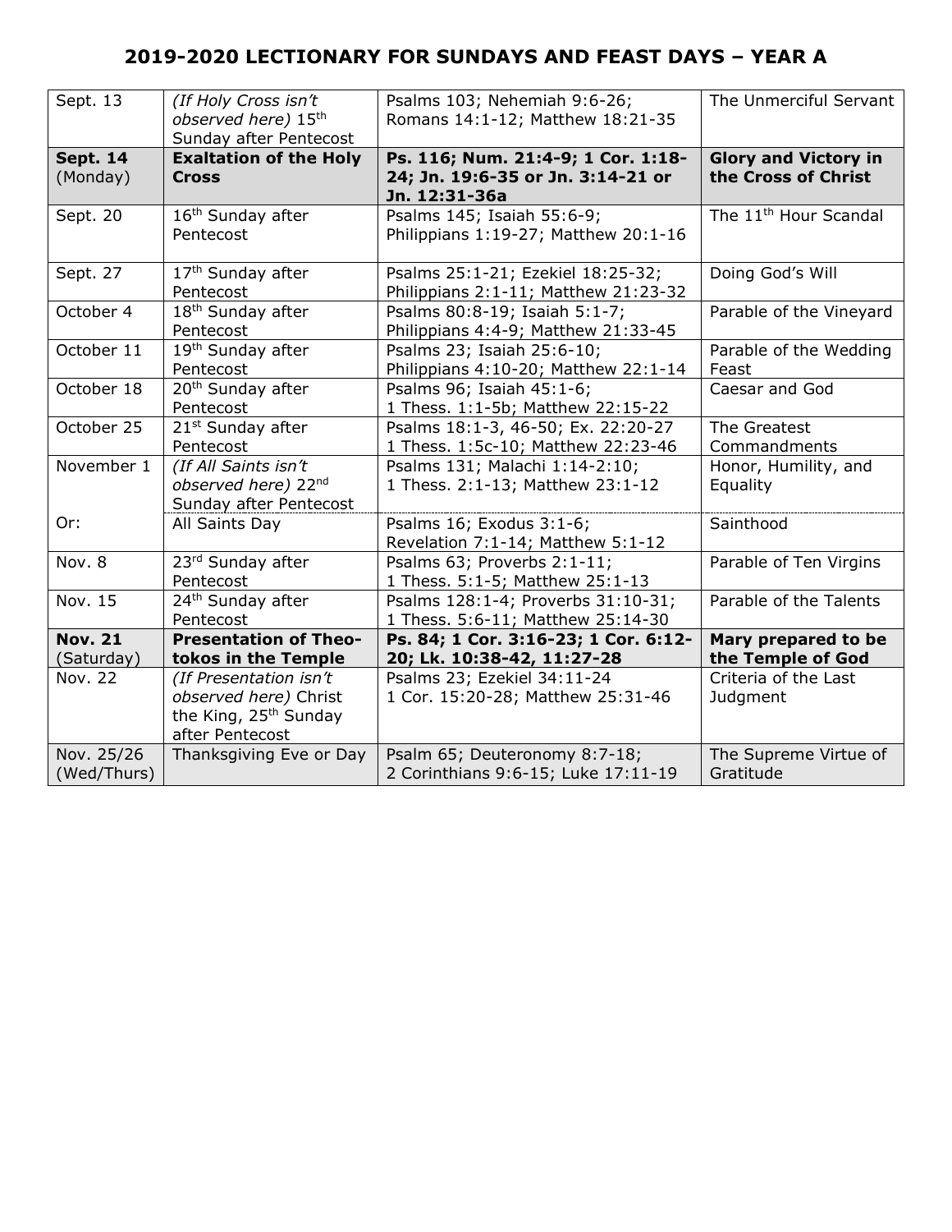## 2019-2020 LECTIONARY FOR SUNDAYS AND FEAST DAYS – YEAR A

| | | | |
|---|---|---|---|
| Sept. 13 | *(If Holy Cross isn't observed here)* 15th Sunday after Pentecost | Psalms 103; Nehemiah 9:6-26; Romans 14:1-12; Matthew 18:21-35 | The Unmerciful Servant |
| **Sept. 14** (Monday) | **Exaltation of the Holy Cross** | **Ps. 116; Num. 21:4-9; 1 Cor. 1:18-24; Jn. 19:6-35 or Jn. 3:14-21 or Jn. 12:31-36a** | **Glory and Victory in the Cross of Christ** |
| Sept. 20 | 16th Sunday after Pentecost | Psalms 145; Isaiah 55:6-9; Philippians 1:19-27; Matthew 20:1-16 | The 11th Hour Scandal |
| Sept. 27 | 17th Sunday after Pentecost | Psalms 25:1-21; Ezekiel 18:25-32; Philippians 2:1-11; Matthew 21:23-32 | Doing God's Will |
| October 4 | 18th Sunday after Pentecost | Psalms 80:8-19; Isaiah 5:1-7; Philippians 4:4-9; Matthew 21:33-45 | Parable of the Vineyard |
| October 11 | 19th Sunday after Pentecost | Psalms 23; Isaiah 25:6-10; Philippians 4:10-20; Matthew 22:1-14 | Parable of the Wedding Feast |
| October 18 | 20th Sunday after Pentecost | Psalms 96; Isaiah 45:1-6; 1 Thess. 1:1-5b; Matthew 22:15-22 | Caesar and God |
| October 25 | 21st Sunday after Pentecost | Psalms 18:1-3, 46-50; Ex. 22:20-27 1 Thess. 1:5c-10; Matthew 22:23-46 | The Greatest Commandments |
| November 1 | *(If All Saints isn't observed here)* 22nd Sunday after Pentecost | Psalms 131; Malachi 1:14-2:10; 1 Thess. 2:1-13; Matthew 23:1-12 | Honor, Humility, and Equality |
| Or: | All Saints Day | Psalms 16; Exodus 3:1-6; Revelation 7:1-14; Matthew 5:1-12 | Sainthood |
| Nov. 8 | 23rd Sunday after Pentecost | Psalms 63; Proverbs 2:1-11; 1 Thess. 5:1-5; Matthew 25:1-13 | Parable of Ten Virgins |
| Nov. 15 | 24th Sunday after Pentecost | Psalms 128:1-4; Proverbs 31:10-31; 1 Thess. 5:6-11; Matthew 25:14-30 | Parable of the Talents |
| **Nov. 21** (Saturday) | **Presentation of Theo-tokos in the Temple** | **Ps. 84; 1 Cor. 3:16-23; 1 Cor. 6:12-20; Lk. 10:38-42, 11:27-28** | **Mary prepared to be the Temple of God** |
| Nov. 22 | *(If Presentation isn't observed here)* Christ the King, 25th Sunday after Pentecost | Psalms 23; Ezekiel 34:11-24 1 Cor. 15:20-28; Matthew 25:31-46 | Criteria of the Last Judgment |
| Nov. 25/26 (Wed/Thurs) | Thanksgiving Eve or Day | Psalm 65; Deuteronomy 8:7-18; 2 Corinthians 9:6-15; Luke 17:11-19 | The Supreme Virtue of Gratitude |